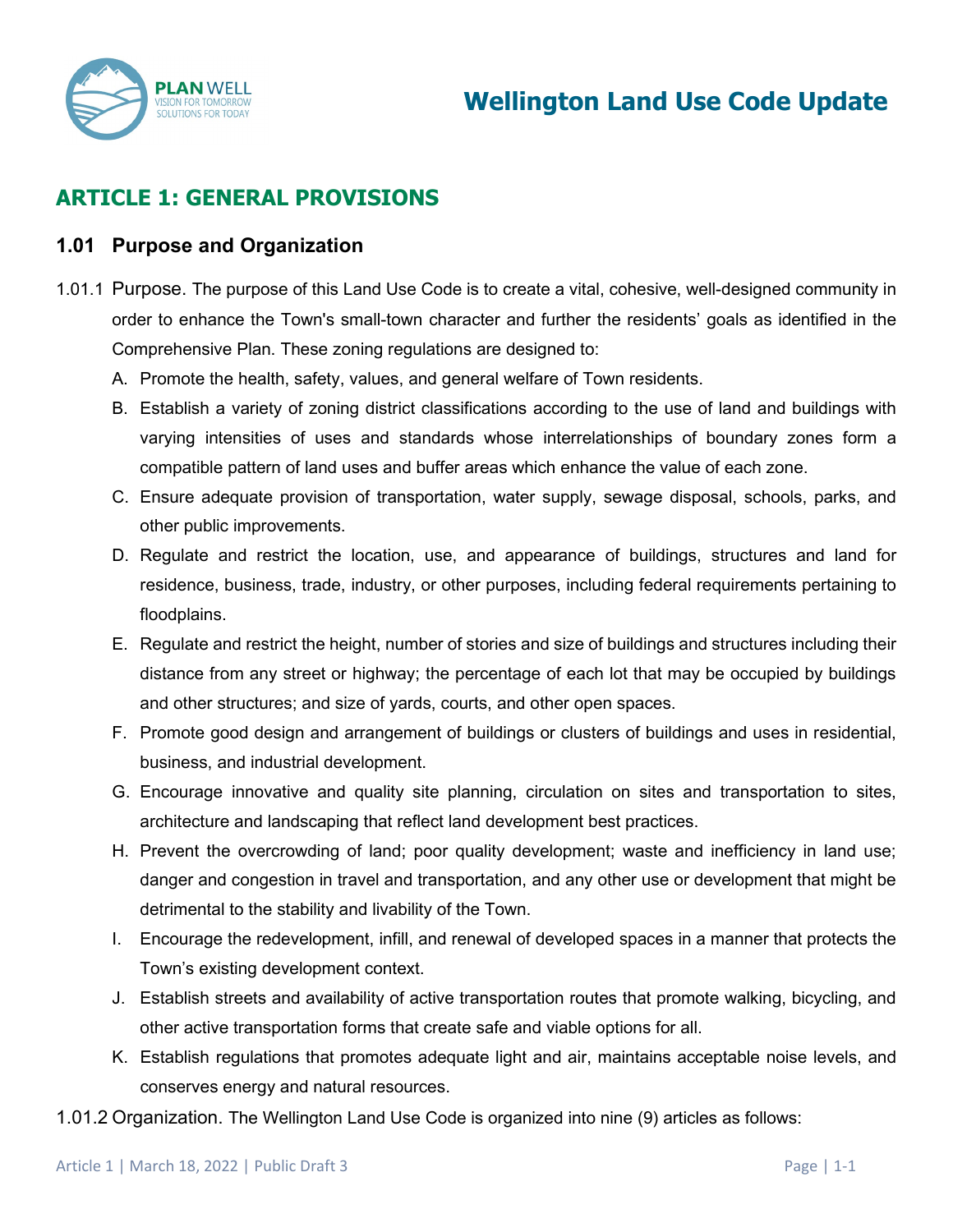# ARTICLE 1: GENERAL PROVISIONS

## 1.01 Purpose and Organization

1.01.1 Purpose. The purpose of this Land Use Code is to create a vital, cohesive, well-designed community in order to enhance the Town's small-town character and further the residents' goals as identified in the Comprehensive Plan. These zoning regulations are designed to:

A. Promote the health, safety, values, and general welfare of Town residents.

B. Establish a variety of zoning district classifications according to the use of land and buildings with varying intensities of uses and standards whose interrelationships of boundary zones form a compatible pattern of land uses and buffer areas which enhance the value of each zone.

C. Ensure adequate provision of transportation, water supply, sewage disposal, schools, parks, and other public improvements.

D. Regulate and restrict the location, use, and appearance of buildings, structures and land for residence, business, trade, industry, or other purposes, including federal requirements pertaining to floodplains.

E. Regulate and restrict the height, number of stories and size of buildings and structures including their distance from any street or highway; the percentage of each lot that may be occupied by buildings and other structures; and size of yards, courts, and other open spaces.

F. Promote good design and arrangement of buildings or clusters of buildings and uses in residential, business, and industrial development.

G. Encourage innovative and quality site planning, circulation on sites and transportation to sites, architecture and landscaping that reflect land development best practices.

H. Prevent the overcrowding of land; poor quality development; waste and inefficiency in land use; danger and congestion in travel and transportation, and any other use or development that might be detrimental to the stability and livability of the Town.

I. Encourage the redevelopment, infill, and renewal of developed spaces in a manner that protects the Town's existing development context.

J. Establish streets and availability of active transportation routes that promote walking, bicycling, and other active transportation forms that create safe and viable options for all.

K. Establish regulations that promotes adequate light and air, maintains acceptable noise levels, and conserves energy and natural resources.

1.01.2 Organization. The Wellington Land Use Code is organized into nine (9) articles as follows: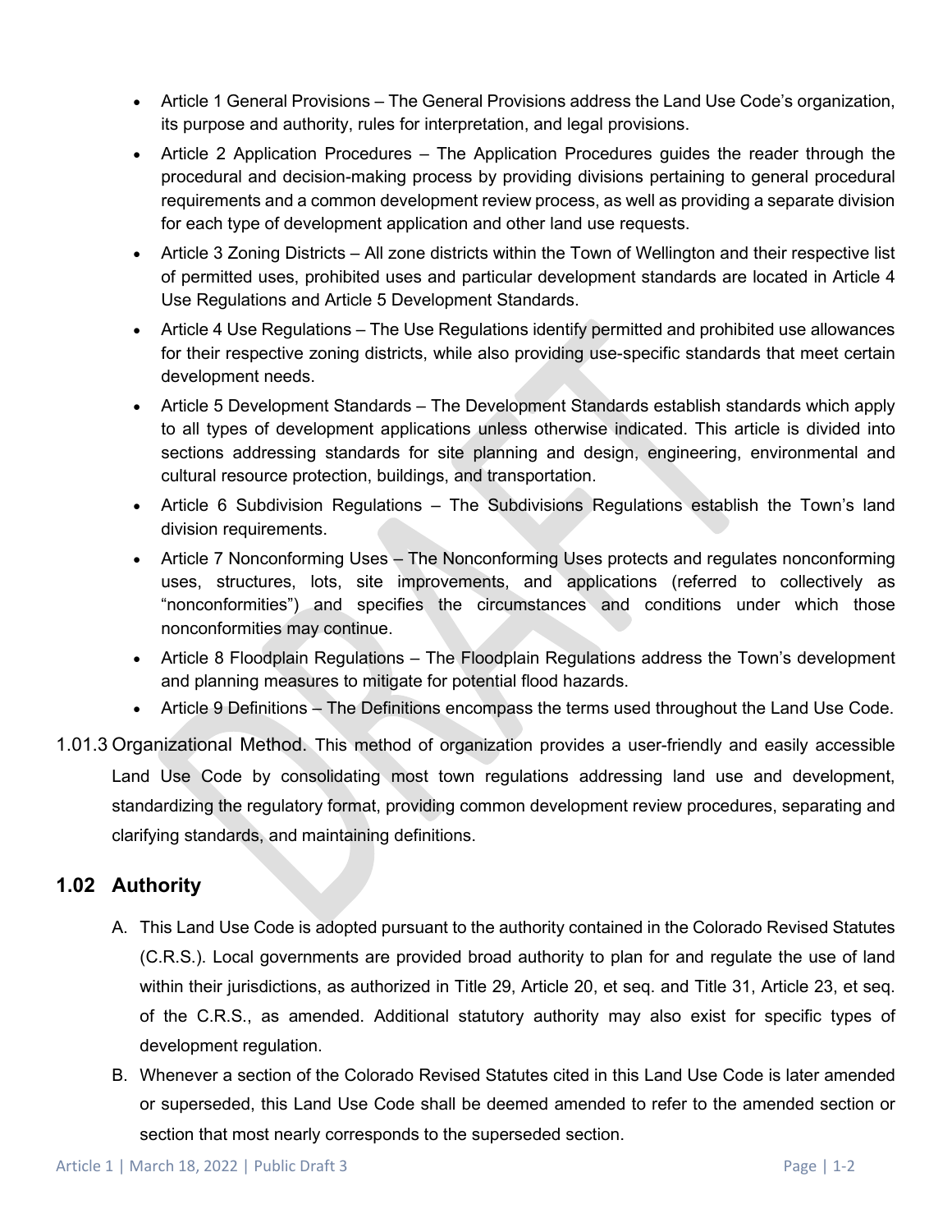- Article 1 General Provisions – The General Provisions address the Land Use Code's organization, its purpose and authority, rules for interpretation, and legal provisions.
- Article 2 Application Procedures – The Application Procedures guides the reader through the procedural and decision-making process by providing divisions pertaining to general procedural requirements and a common development review process, as well as providing a separate division for each type of development application and other land use requests.
- Article 3 Zoning Districts – All zone districts within the Town of Wellington and their respective list of permitted uses, prohibited uses and particular development standards are located in Article 4 Use Regulations and Article 5 Development Standards.
- Article 4 Use Regulations – The Use Regulations identify permitted and prohibited use allowances for their respective zoning districts, while also providing use-specific standards that meet certain development needs.
- Article 5 Development Standards – The Development Standards establish standards which apply to all types of development applications unless otherwise indicated. This article is divided into sections addressing standards for site planning and design, engineering, environmental and cultural resource protection, buildings, and transportation.
- Article 6 Subdivision Regulations – The Subdivisions Regulations establish the Town's land division requirements.
- Article 7 Nonconforming Uses – The Nonconforming Uses protects and regulates nonconforming uses, structures, lots, site improvements, and applications (referred to collectively as "nonconformities") and specifies the circumstances and conditions under which those nonconformities may continue.
- Article 8 Floodplain Regulations – The Floodplain Regulations address the Town's development and planning measures to mitigate for potential flood hazards.
- Article 9 Definitions – The Definitions encompass the terms used throughout the Land Use Code.

1.01.3 Organizational Method. This method of organization provides a user-friendly and easily accessible Land Use Code by consolidating most town regulations addressing land use and development, standardizing the regulatory format, providing common development review procedures, separating and clarifying standards, and maintaining definitions.

## 1.02 Authority

A. This Land Use Code is adopted pursuant to the authority contained in the Colorado Revised Statutes (C.R.S.). Local governments are provided broad authority to plan for and regulate the use of land within their jurisdictions, as authorized in Title 29, Article 20, et seq. and Title 31, Article 23, et seq. of the C.R.S., as amended. Additional statutory authority may also exist for specific types of development regulation.

B. Whenever a section of the Colorado Revised Statutes cited in this Land Use Code is later amended or superseded, this Land Use Code shall be deemed amended to refer to the amended section or section that most nearly corresponds to the superseded section.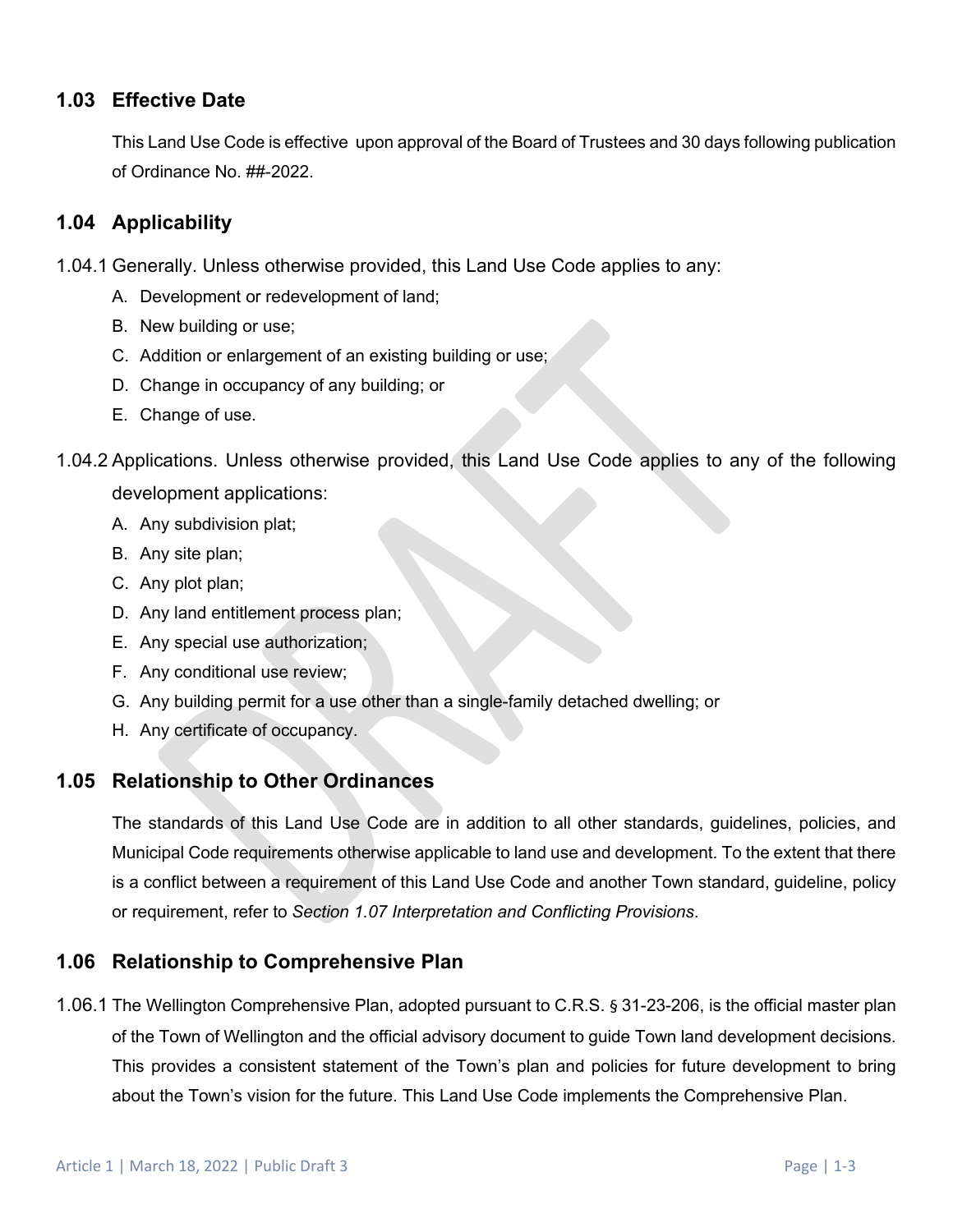## 1.03 Effective Date

This Land Use Code is effective upon approval of the Board of Trustees and 30 days following publication of Ordinance No. ##-2022.

## 1.04 Applicability

1.04.1 Generally. Unless otherwise provided, this Land Use Code applies to any:

A. Development or redevelopment of land;
B. New building or use;
C. Addition or enlargement of an existing building or use;
D. Change in occupancy of any building; or
E. Change of use.

1.04.2 Applications. Unless otherwise provided, this Land Use Code applies to any of the following development applications:

A. Any subdivision plat;
B. Any site plan;
C. Any plot plan;
D. Any land entitlement process plan;
E. Any special use authorization;
F. Any conditional use review;
G. Any building permit for a use other than a single-family detached dwelling; or
H. Any certificate of occupancy.

## 1.05 Relationship to Other Ordinances

The standards of this Land Use Code are in addition to all other standards, guidelines, policies, and Municipal Code requirements otherwise applicable to land use and development. To the extent that there is a conflict between a requirement of this Land Use Code and another Town standard, guideline, policy or requirement, refer to *Section 1.07 Interpretation and Conflicting Provisions*.

## 1.06 Relationship to Comprehensive Plan

1.06.1 The Wellington Comprehensive Plan, adopted pursuant to C.R.S. § 31-23-206, is the official master plan of the Town of Wellington and the official advisory document to guide Town land development decisions. This provides a consistent statement of the Town's plan and policies for future development to bring about the Town's vision for the future. This Land Use Code implements the Comprehensive Plan.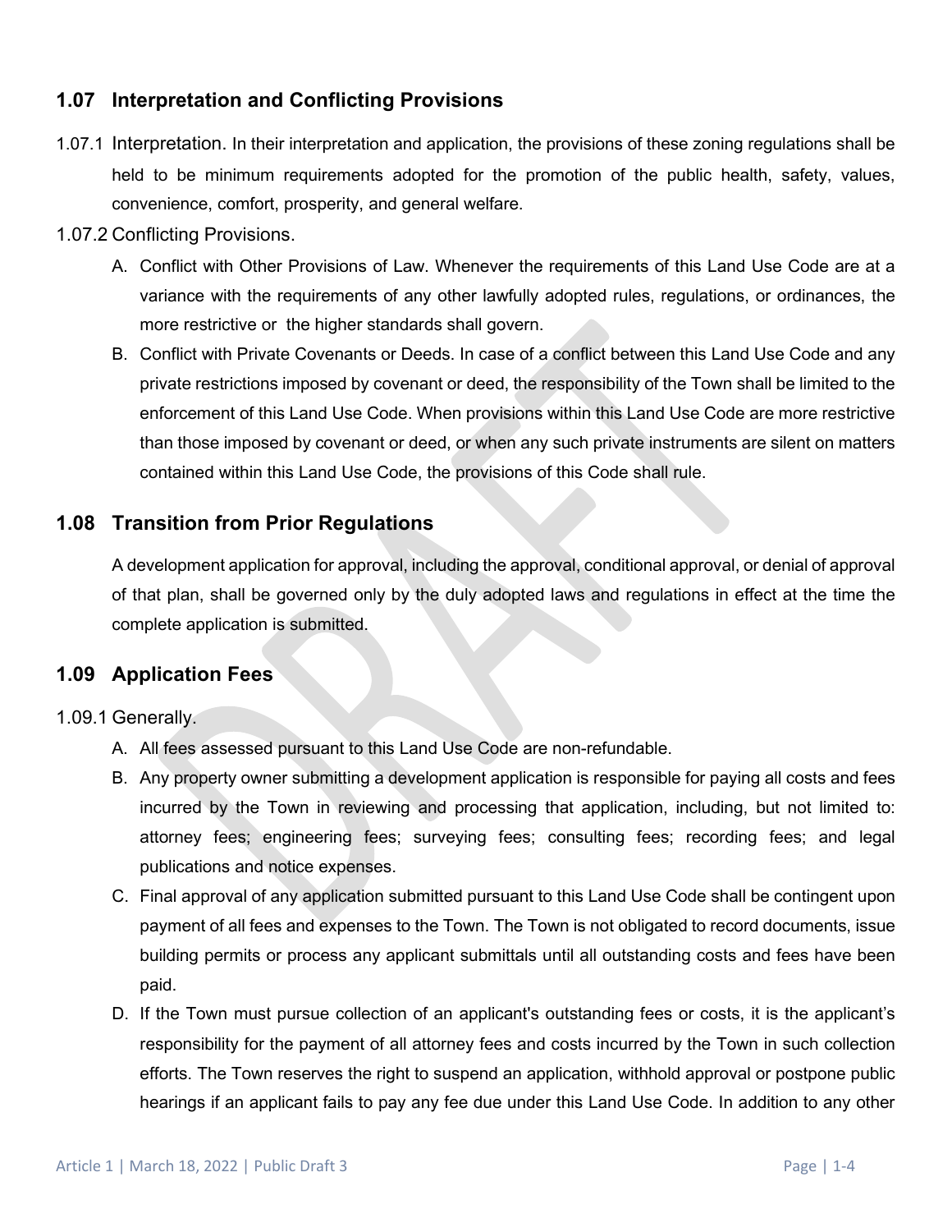## 1.07 Interpretation and Conflicting Provisions

1.07.1 Interpretation. In their interpretation and application, the provisions of these zoning regulations shall be held to be minimum requirements adopted for the promotion of the public health, safety, values, convenience, comfort, prosperity, and general welfare.

1.07.2 Conflicting Provisions.

A. Conflict with Other Provisions of Law. Whenever the requirements of this Land Use Code are at a variance with the requirements of any other lawfully adopted rules, regulations, or ordinances, the more restrictive or the higher standards shall govern.

B. Conflict with Private Covenants or Deeds. In case of a conflict between this Land Use Code and any private restrictions imposed by covenant or deed, the responsibility of the Town shall be limited to the enforcement of this Land Use Code. When provisions within this Land Use Code are more restrictive than those imposed by covenant or deed, or when any such private instruments are silent on matters contained within this Land Use Code, the provisions of this Code shall rule.

## 1.08 Transition from Prior Regulations

A development application for approval, including the approval, conditional approval, or denial of approval of that plan, shall be governed only by the duly adopted laws and regulations in effect at the time the complete application is submitted.

## 1.09 Application Fees

1.09.1 Generally.

A. All fees assessed pursuant to this Land Use Code are non-refundable.

B. Any property owner submitting a development application is responsible for paying all costs and fees incurred by the Town in reviewing and processing that application, including, but not limited to: attorney fees; engineering fees; surveying fees; consulting fees; recording fees; and legal publications and notice expenses.

C. Final approval of any application submitted pursuant to this Land Use Code shall be contingent upon payment of all fees and expenses to the Town. The Town is not obligated to record documents, issue building permits or process any applicant submittals until all outstanding costs and fees have been paid.

D. If the Town must pursue collection of an applicant's outstanding fees or costs, it is the applicant's responsibility for the payment of all attorney fees and costs incurred by the Town in such collection efforts. The Town reserves the right to suspend an application, withhold approval or postpone public hearings if an applicant fails to pay any fee due under this Land Use Code. In addition to any other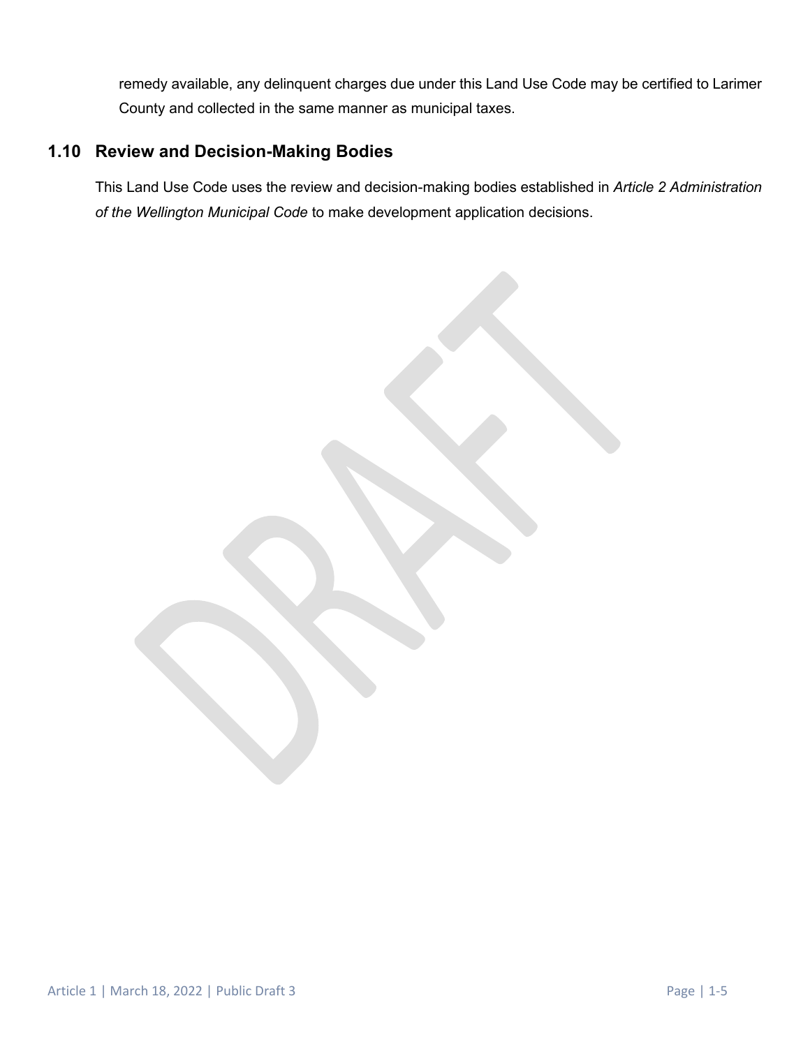remedy available, any delinquent charges due under this Land Use Code may be certified to Larimer County and collected in the same manner as municipal taxes.

## 1.10 Review and Decision-Making Bodies

This Land Use Code uses the review and decision-making bodies established in *Article 2 Administration of the Wellington Municipal Code* to make development application decisions.